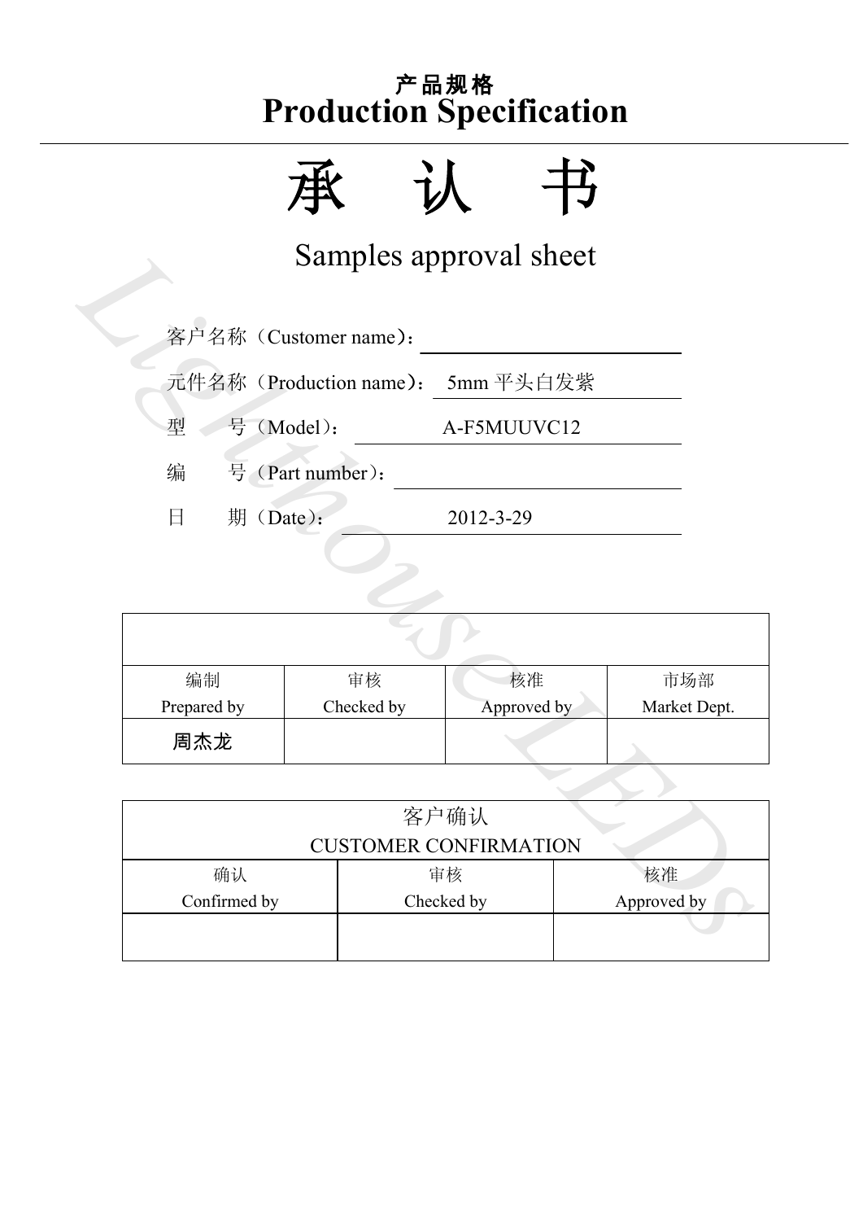# 产品规格
# Production Specification

# 承　认　书

## Samples approval sheet

客户名称（Customer name）：

元件名称（Production name）： 5mm 平头白发紫

型　　号（Model）： A-F5MUUVC12

编　　号（Part number）：

日　　期（Date）： 2012-3-29

| | | | |
|---|---|---|---|
| 编制<br>Prepared by | 审核<br>Checked by | 核准<br>Approved by | 市场部<br>Market Dept. |
| 周杰龙 | | | |

| 客户确认<br>CUSTOMER CONFIRMATION | | |
|---|---|---|
| 确认<br>Confirmed by | 审核<br>Checked by | 核准<br>Approved by |
| | | |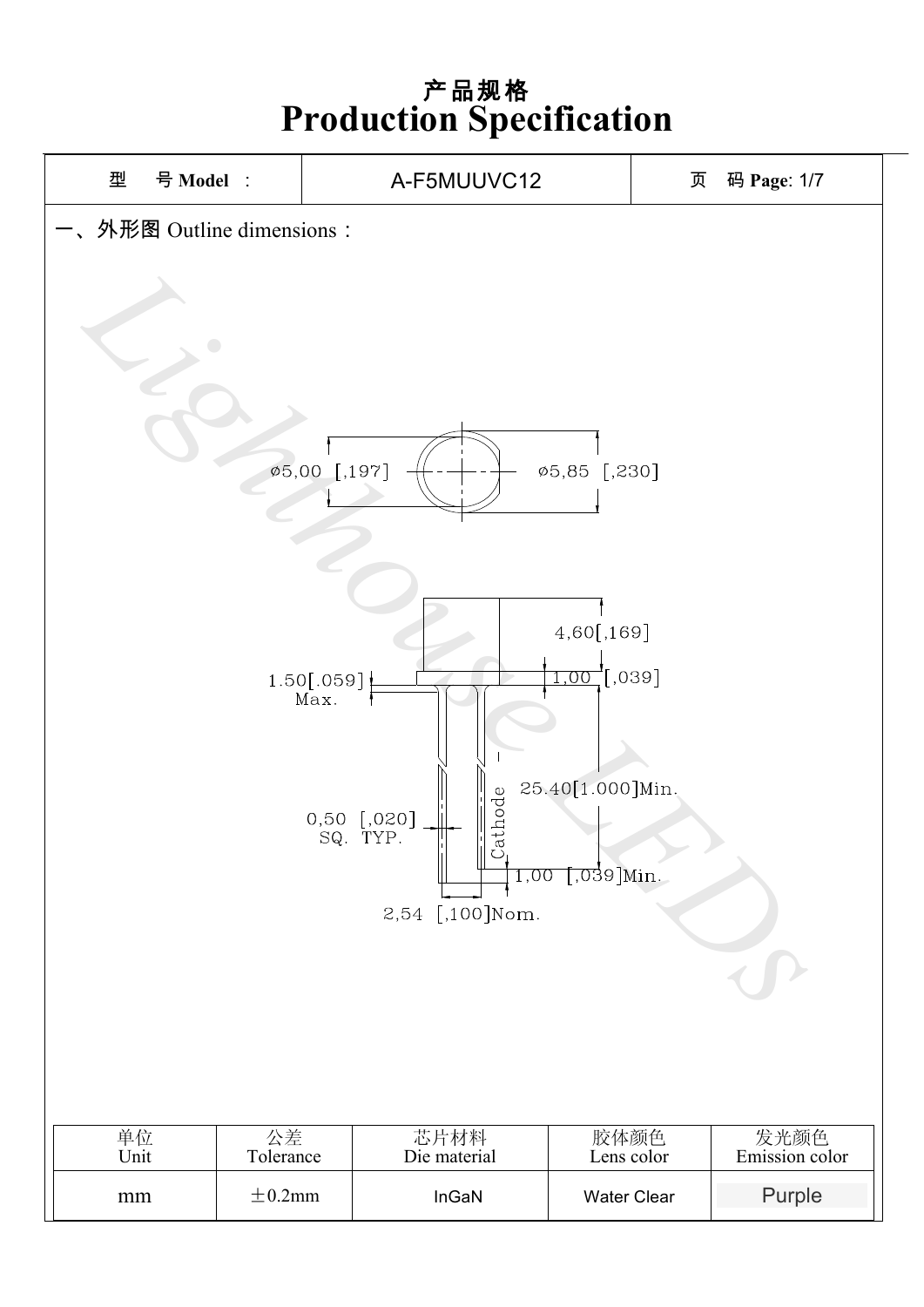# 产品规格
# Production Specification

| 型　号 Model ： | A-F5MUUVC12 | 页　码 Page: 1/7 |
|---|---|---|

## 一、外形图 Outline dimensions：

ø5,00 [,197]
ø5,85 [,230]

4,60[,169]
1.50[.059] Max.
1,00 [,039]
25.40[1.000]Min.
0,50 [,020] SQ. TYP.
Cathode
1,00 [,039]Min.
2,54 [,100]Nom.

| 单位 Unit | 公差 Tolerance | 芯片材料 Die material | 胶体颜色 Lens color | 发光颜色 Emission color |
|---|---|---|---|---|
| mm | ±0.2mm | InGaN | Water Clear | Purple |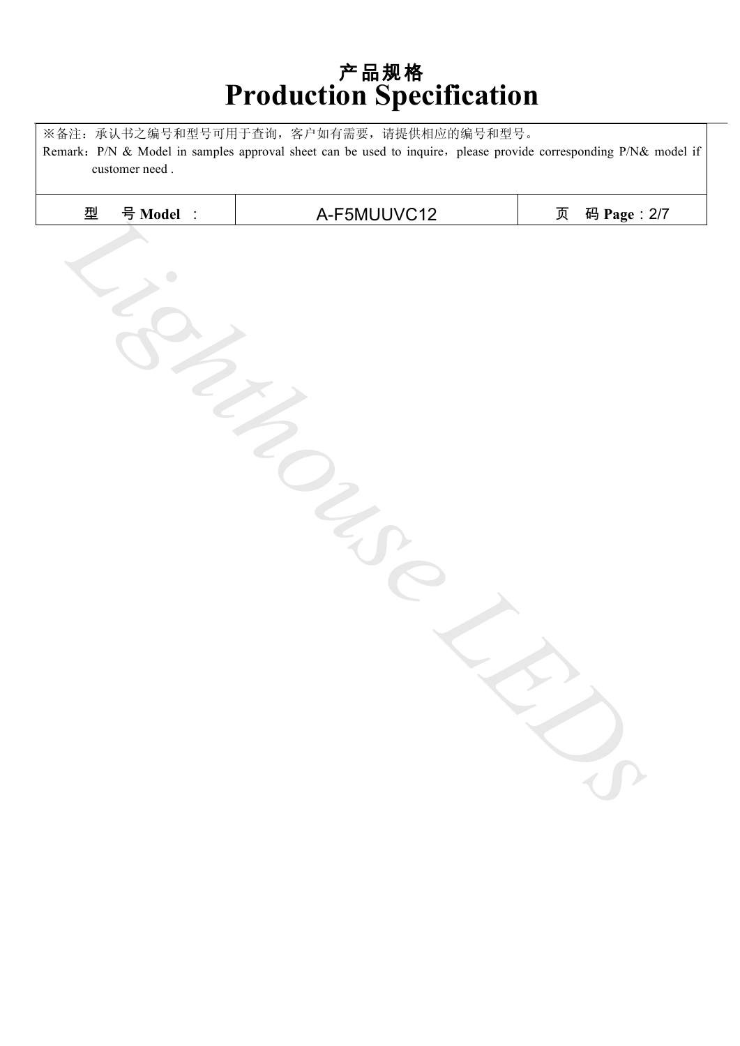# 产品规格
# Production Specification

| ※备注：承认书之编号和型号可用于查询，客户如有需要，请提供相应的编号和型号。<br>Remark：P/N & Model in samples approval sheet can be used to inquire，please provide corresponding P/N& model if customer need . | | |
|---|---|---|
| 型　号 **Model** ： | A-F5MUUVC12 | 页　码 **Page**：2/7 |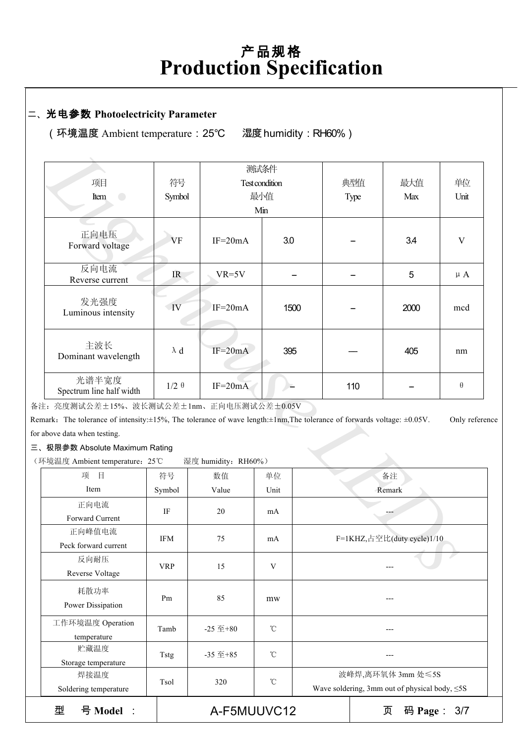# 产品规格
# Production Specification

## 二、光电参数 Photoelectricity Parameter

（环境温度 Ambient temperature：25℃　　湿度 humidity：RH60%）

| 项目 Item | 符号 Symbol | 测试条件 Test condition | 最小值 Min | 典型值 Type | 最大值 Max | 单位 Unit |
|---|---|---|---|---|---|---|
| 正向电压 Forward voltage | VF | IF=20mA | 3.0 | – | 3.4 | V |
| 反向电流 Reverse current | IR | VR=5V | – | – | 5 | μA |
| 发光强度 Luminous intensity | IV | IF=20mA | 1500 | – | 2000 | mcd |
| 主波长 Dominant wavelength | λd | IF=20mA | 395 | — | 405 | nm |
| 光谱半宽度 Spectrum line half width | 1/2 θ | IF=20mA | – | 110 | – | θ |

备注：亮度测试公差±15%、波长测试公差±1nm、正向电压测试公差±0.05V

Remark：The tolerance of intensity:±15%, The tolerance of wave length:±1nm,The tolerance of forwards voltage: ±0.05V.　　Only reference for above data when testing.

## 三、极限参数 Absolute Maximum Rating

（环境温度 Ambient temperature：25℃　　湿度 humidity：RH60%）

| 项 目 Item | 符号 Symbol | 数值 Value | 单位 Unit | 备注 Remark |
|---|---|---|---|---|
| 正向电流 Forward Current | IF | 20 | mA | --- |
| 正向峰值电流 Peck forward current | IFM | 75 | mA | F=1KHZ,占空比(duty cycle)1/10 |
| 反向耐压 Reverse Voltage | VRP | 15 | V | --- |
| 耗散功率 Power Dissipation | Pm | 85 | mw | --- |
| 工作环境温度 Operation temperature | Tamb | -25 至+80 | ℃ | --- |
| 贮藏温度 Storage temperature | Tstg | -35 至+85 | ℃ | --- |
| 焊接温度 Soldering temperature | Tsol | 320 | ℃ | 波峰焊,离环氧体 3mm 处≤5S Wave soldering, 3mm out of physical body, ≤5S |

型　号 Model ： A-F5MUUVC12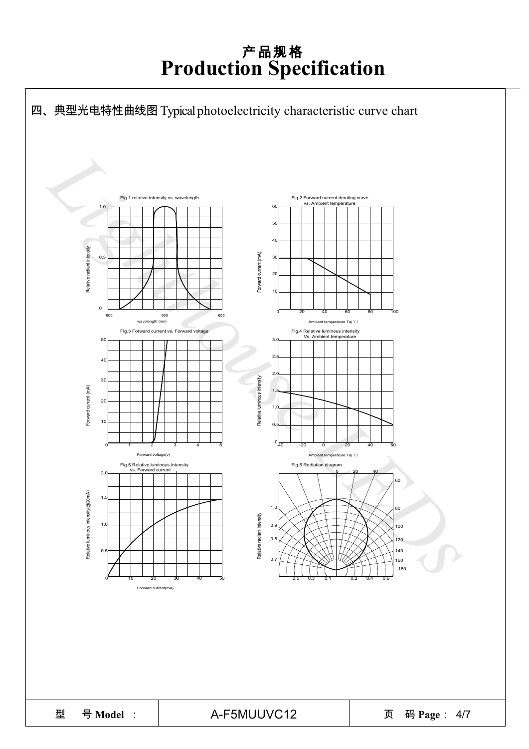# 产品规格
# Production Specification

## 四、典型光电特性曲线图 Typical photoelectricity characteristic curve chart

Fig.1 relative intensity vs. wavelength

Fig.2 Forward current derating curve vs. Ambient temperature

Fig.3 Forward current vs. Forward voltage

Fig.4 Relative luminous intensity Vs. Ambient temperature

Fig.5 Relative luminous intensity vs. Forward current

Fig.6 Radiation diagram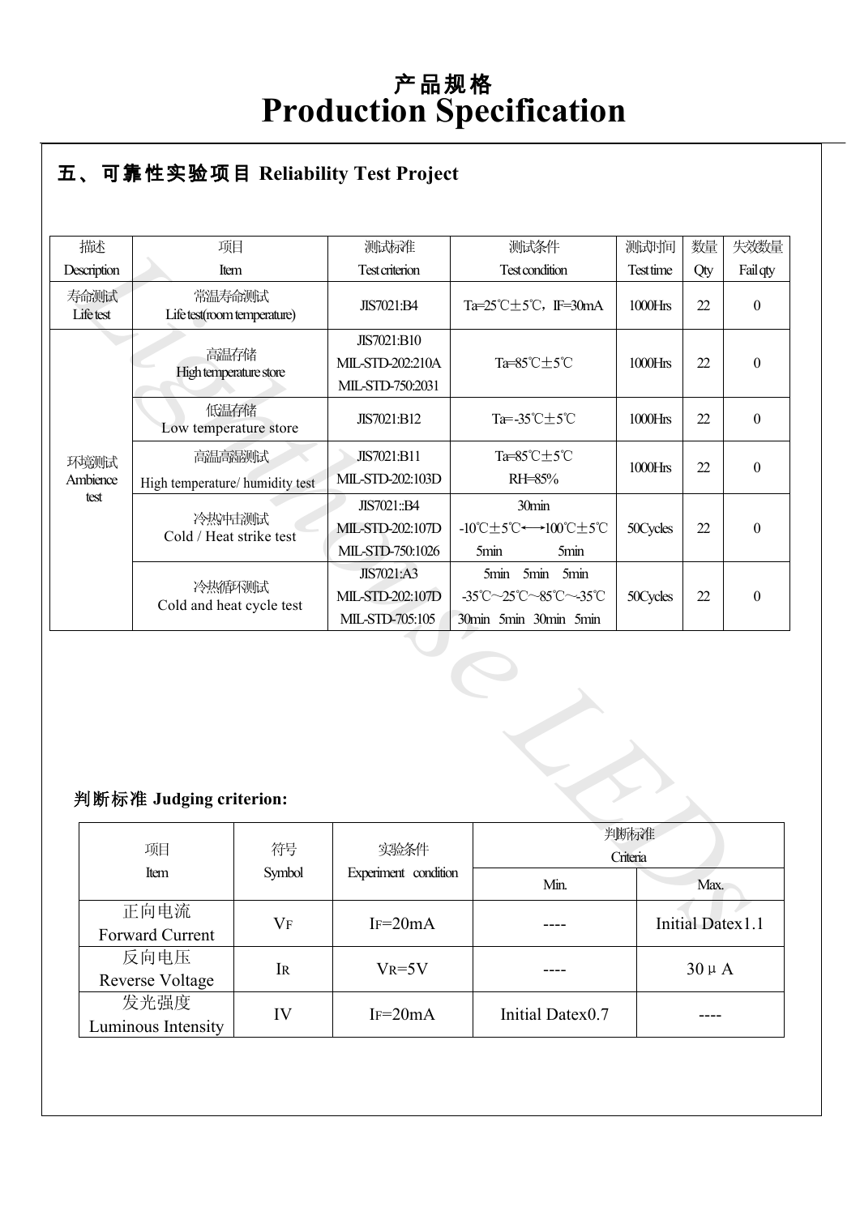# 产品规格
# Production Specification

## 五、可靠性实验项目 Reliability Test Project

| 描述 Description | 项目 Item | 测试标准 Test criterion | 测试条件 Test condition | 测试时间 Test time | 数量 Qty | 失效数量 Fail qty |
|---|---|---|---|---|---|---|
| 寿命测试 Life test | 常温寿命测试 Life test(room temperature) | JIS7021:B4 | Ta=25℃±5℃，IF=30mA | 1000Hrs | 22 | 0 |
| 环境测试 Ambience test | 高温存储 High temperature store | JIS7021:B10 MIL-STD-202:210A MIL-STD-750:2031 | Ta=85℃±5℃ | 1000Hrs | 22 | 0 |
| | 低温存储 Low temperature store | JIS7021:B12 | Ta=-35℃±5℃ | 1000Hrs | 22 | 0 |
| | 高温高湿测试 High temperature/ humidity test | JIS7021:B11 MIL-STD-202:103D | Ta=85℃±5℃ RH=85% | 1000Hrs | 22 | 0 |
| | 冷热冲击测试 Cold / Heat strike test | JIS7021::B4 MIL-STD-202:107D MIL-STD-750:1026 | 30min -10℃±5℃⟷100℃±5℃ 5min 5min | 50Cycles | 22 | 0 |
| | 冷热循环测试 Cold and heat cycle test | JIS7021:A3 MIL-STD-202:107D MIL-STD-705:105 | 5min 5min 5min -35℃~25℃~85℃~-35℃ 30min 5min 30min 5min | 50Cycles | 22 | 0 |

### 判断标准 Judging criterion:

| 项目 Item | 符号 Symbol | 实验条件 Experiment condition | 判断标准 Criteria | |
|---|---|---|---|---|
| | | | Min. | Max. |
| 正向电流 Forward Current | $V_F$ | $I_F$=20mA | ---- | Initial Datex1.1 |
| 反向电压 Reverse Voltage | $I_R$ | $V_R$=5V | ---- | 30μA |
| 发光强度 Luminous Intensity | IV | $I_F$=20mA | Initial Datex0.7 | ---- |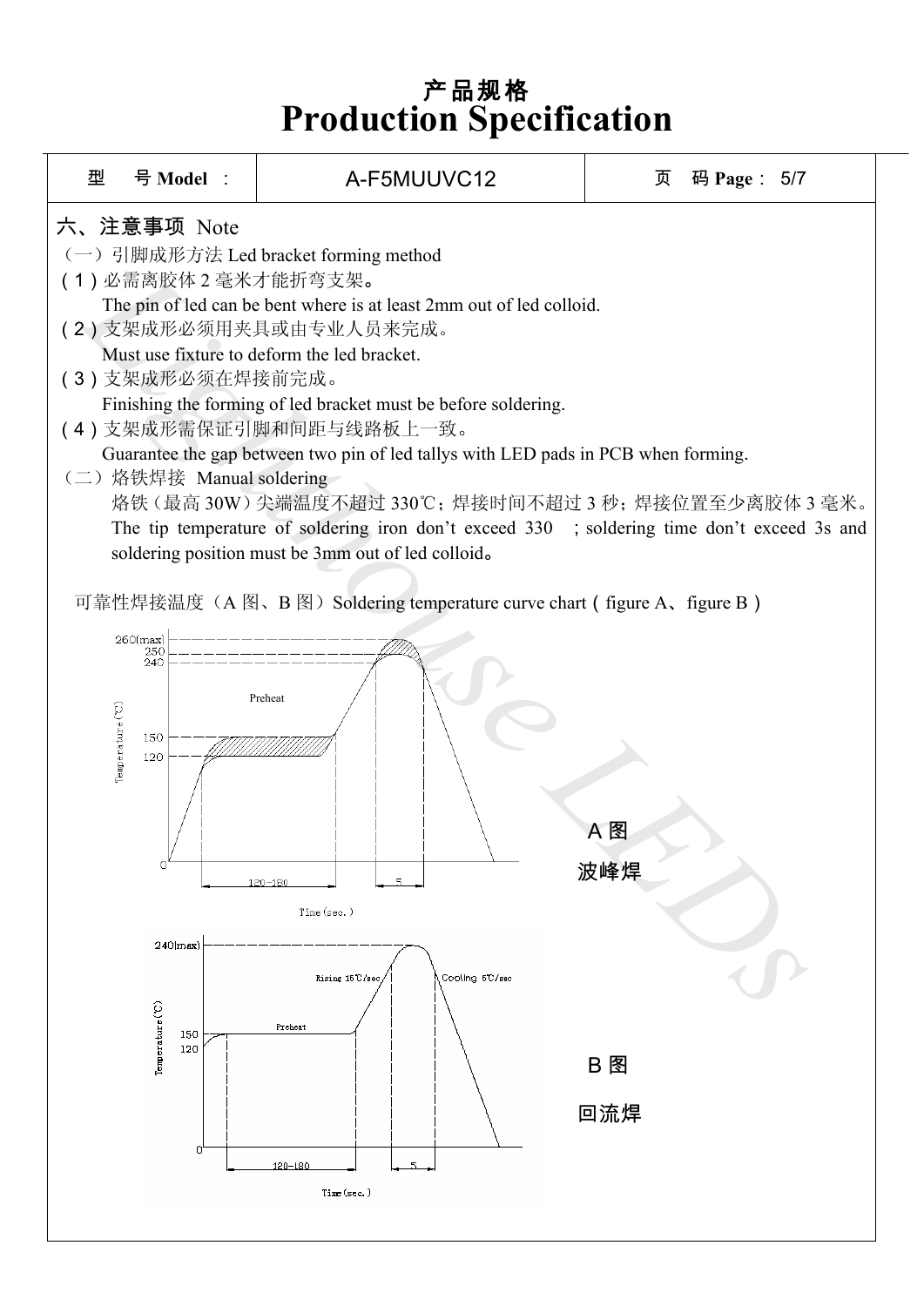# 产品规格
# Production Specification

| 型 号 Model ： | A-F5MUUVC12 | 页 码 Page： 5/7 |
|---|---|---|

## 六、注意事项 Note

（一）引脚成形方法 Led bracket forming method

(1) 必需离胶体 2 毫米才能折弯支架。
The pin of led can be bent where is at least 2mm out of led colloid.

(2) 支架成形必须用夹具或由专业人员来完成。
Must use fixture to deform the led bracket.

(3) 支架成形必须在焊接前完成。
Finishing the forming of led bracket must be before soldering.

(4) 支架成形需保证引脚和间距与线路板上一致。
Guarantee the gap between two pin of led tallys with LED pads in PCB when forming.

（二）烙铁焊接 Manual soldering

烙铁（最高 30W）尖端温度不超过 330℃；焊接时间不超过 3 秒；焊接位置至少离胶体 3 毫米。
The tip temperature of soldering iron don't exceed 330 ; soldering time don't exceed 3s and soldering position must be 3mm out of led colloid。

可靠性焊接温度（A 图、B 图）Soldering temperature curve chart ( figure A、figure B )

A 图

波峰焊

B 图

回流焊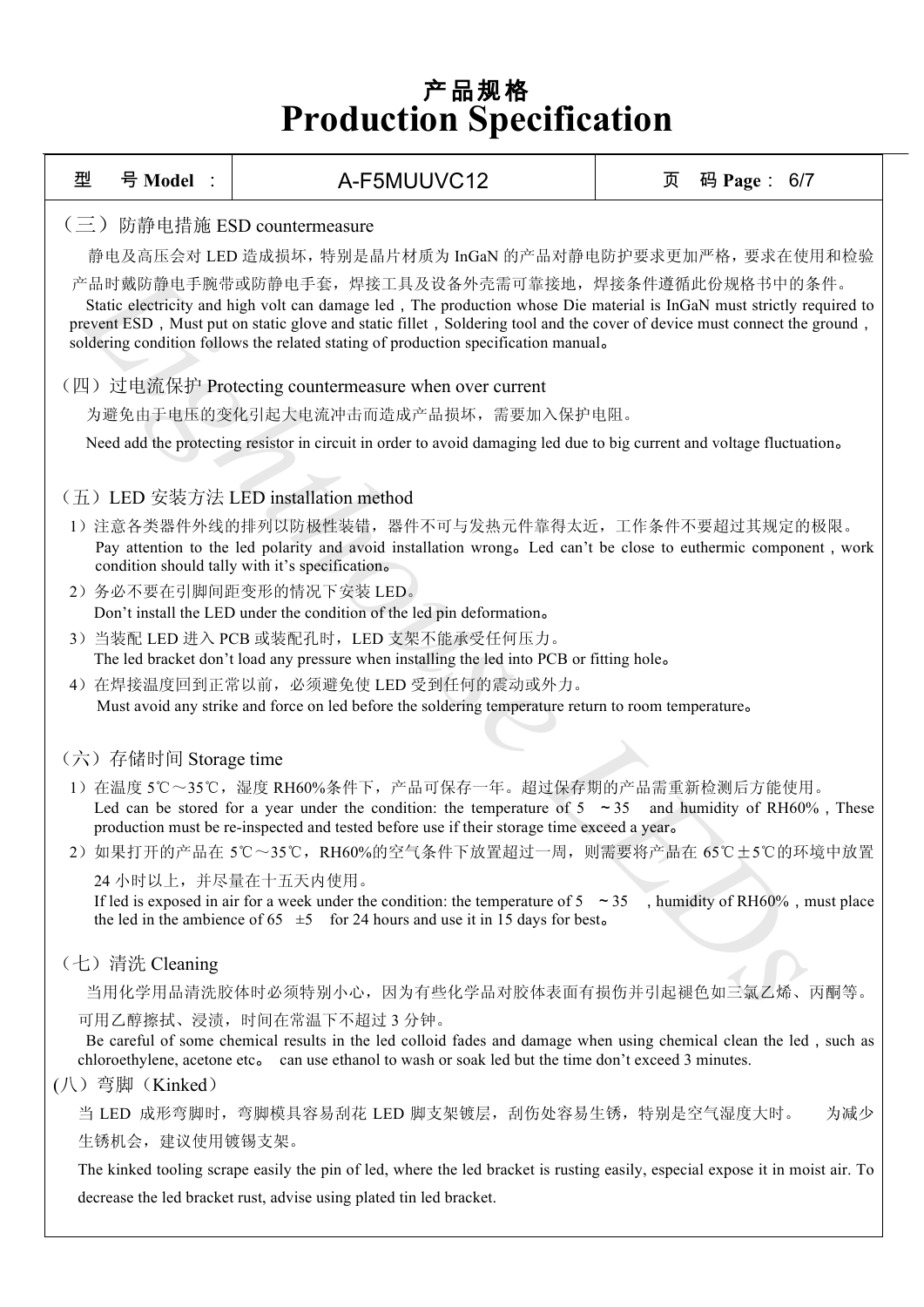# 产品规格
# Production Specification

| 型 号 Model ： | A-F5MUUVC12 | 页 码 Page： 6/7 |
|---|---|---|

## （三）防静电措施 ESD countermeasure

静电及高压会对 LED 造成损坏，特别是晶片材质为 InGaN 的产品对静电防护要求更加严格，要求在使用和检验产品时戴防静电手腕带或防静电手套，焊接工具及设备外壳需可靠接地，焊接条件遵循此份规格书中的条件。

Static electricity and high volt can damage led，The production whose Die material is InGaN must strictly required to prevent ESD，Must put on static glove and static fillet，Soldering tool and the cover of device must connect the ground，soldering condition follows the related stating of production specification manual。

## （四）过电流保护 Protecting countermeasure when over current

为避免由于电压的变化引起大电流冲击而造成产品损坏，需要加入保护电阻。

Need add the protecting resistor in circuit in order to avoid damaging led due to big current and voltage fluctuation。

## （五）LED 安装方法 LED installation method

1）注意各类器件外线的排列以防极性装错，器件不可与发热元件靠得太近，工作条件不要超过其规定的极限。
Pay attention to the led polarity and avoid installation wrong。Led can't be close to euthermic component，work condition should tally with it's specification。

2）务必不要在引脚间距变形的情况下安装 LED。
Don't install the LED under the condition of the led pin deformation。

3）当装配 LED 进入 PCB 或装配孔时，LED 支架不能承受任何压力。
The led bracket don't load any pressure when installing the led into PCB or fitting hole。

4）在焊接温度回到正常以前，必须避免使 LED 受到任何的震动或外力。
Must avoid any strike and force on led before the soldering temperature return to room temperature。

## （六）存储时间 Storage time

1）在温度 5℃～35℃，湿度 RH60%条件下，产品可保存一年。超过保存期的产品需重新检测后方能使用。
Led can be stored for a year under the condition: the temperature of 5 ～35 and humidity of RH60%，These production must be re-inspected and tested before use if their storage time exceed a year。

2）如果打开的产品在 5℃～35℃，RH60%的空气条件下放置超过一周，则需要将产品在 65℃±5℃的环境中放置 24 小时以上，并尽量在十五天内使用。
If led is exposed in air for a week under the condition: the temperature of 5 ～35 ，humidity of RH60%，must place the led in the ambience of 65 ±5 for 24 hours and use it in 15 days for best。

## （七）清洗 Cleaning

当用化学用品清洗胶体时必须特别小心，因为有些化学品对胶体表面有损伤并引起褪色如三氯乙烯、丙酮等。可用乙醇擦拭、浸渍，时间在常温下不超过 3 分钟。

Be careful of some chemical results in the led colloid fades and damage when using chemical clean the led，such as chloroethylene, acetone etc。 can use ethanol to wash or soak led but the time don't exceed 3 minutes.

## (八）弯脚（Kinked）

当 LED 成形弯脚时，弯脚模具容易刮花 LED 脚支架镀层，刮伤处容易生锈，特别是空气湿度大时。 为减少生锈机会，建议使用镀锡支架。

The kinked tooling scrape easily the pin of led, where the led bracket is rusting easily, especial expose it in moist air. To decrease the led bracket rust, advise using plated tin led bracket.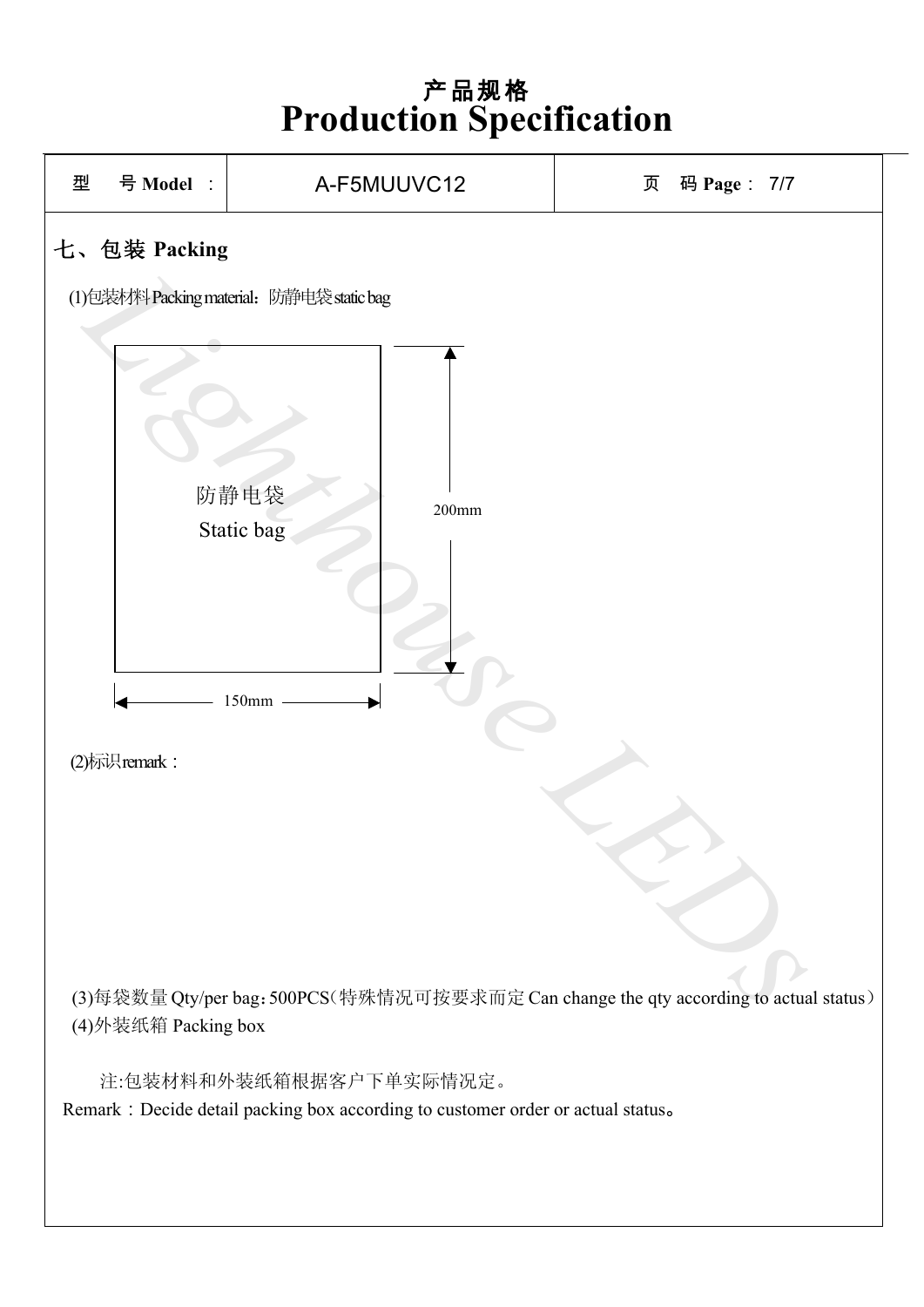# 产品规格
# Production Specification

| 型　号 Model ： | A-F5MUUVC12 | 页　码 Page： 7/7 |
|---|---|---|

## 七、包装 Packing

(1)包装材料Packing material：防静电袋static bag

防静电袋
Static bag

200mm

150mm

(2)标识remark：

(3)每袋数量 Qty/per bag：500PCS（特殊情况可按要求而定 Can change the qty according to actual status）

(4)外装纸箱 Packing box

注:包装材料和外装纸箱根据客户下单实际情况定。

Remark：Decide detail packing box according to customer order or actual status。